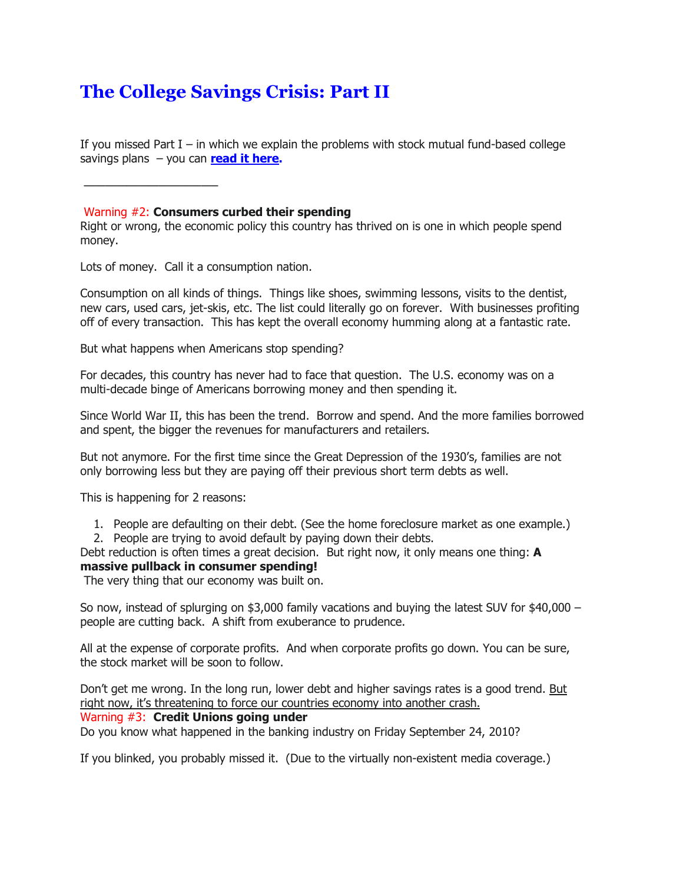# The College Savings Crisis: Part II

If you missed Part I – in which we explain the problems with stock mutual fund-based college savings plans – you can **read it here.**

---

Warning #2: **Consumers curbed their spending**

Right or wrong, the economic policy this country has thrived on is one in which people spend money.

Lots of money. Call it a consumption nation.

Consumption on all kinds of things. Things like shoes, swimming lessons, visits to the dentist, new cars, used cars, jet-skis, etc. The list could literally go on forever. With businesses profiting off of every transaction. This has kept the overall economy humming along at a fantastic rate.

But what happens when Americans stop spending?

For decades, this country has never had to face that question. The U.S. economy was on a multi-decade binge of Americans borrowing money and then spending it.

Since World War II, this has been the trend. Borrow and spend. And the more families borrowed and spent, the bigger the revenues for manufacturers and retailers.

But not anymore. For the first time since the Great Depression of the 1930's, families are not only borrowing less but they are paying off their previous short term debts as well.

This is happening for 2 reasons:

1. People are defaulting on their debt. (See the home foreclosure market as one example.)
2. People are trying to avoid default by paying down their debts.

Debt reduction is often times a great decision. But right now, it only means one thing: **A massive pullback in consumer spending!**

The very thing that our economy was built on.

So now, instead of splurging on $3,000 family vacations and buying the latest SUV for $40,000 – people are cutting back. A shift from exuberance to prudence.

All at the expense of corporate profits. And when corporate profits go down. You can be sure, the stock market will be soon to follow.

Don't get me wrong. In the long run, lower debt and higher savings rates is a good trend. But right now, it's threatening to force our countries economy into another crash.

Warning #3: **Credit Unions going under**

Do you know what happened in the banking industry on Friday September 24, 2010?

If you blinked, you probably missed it. (Due to the virtually non-existent media coverage.)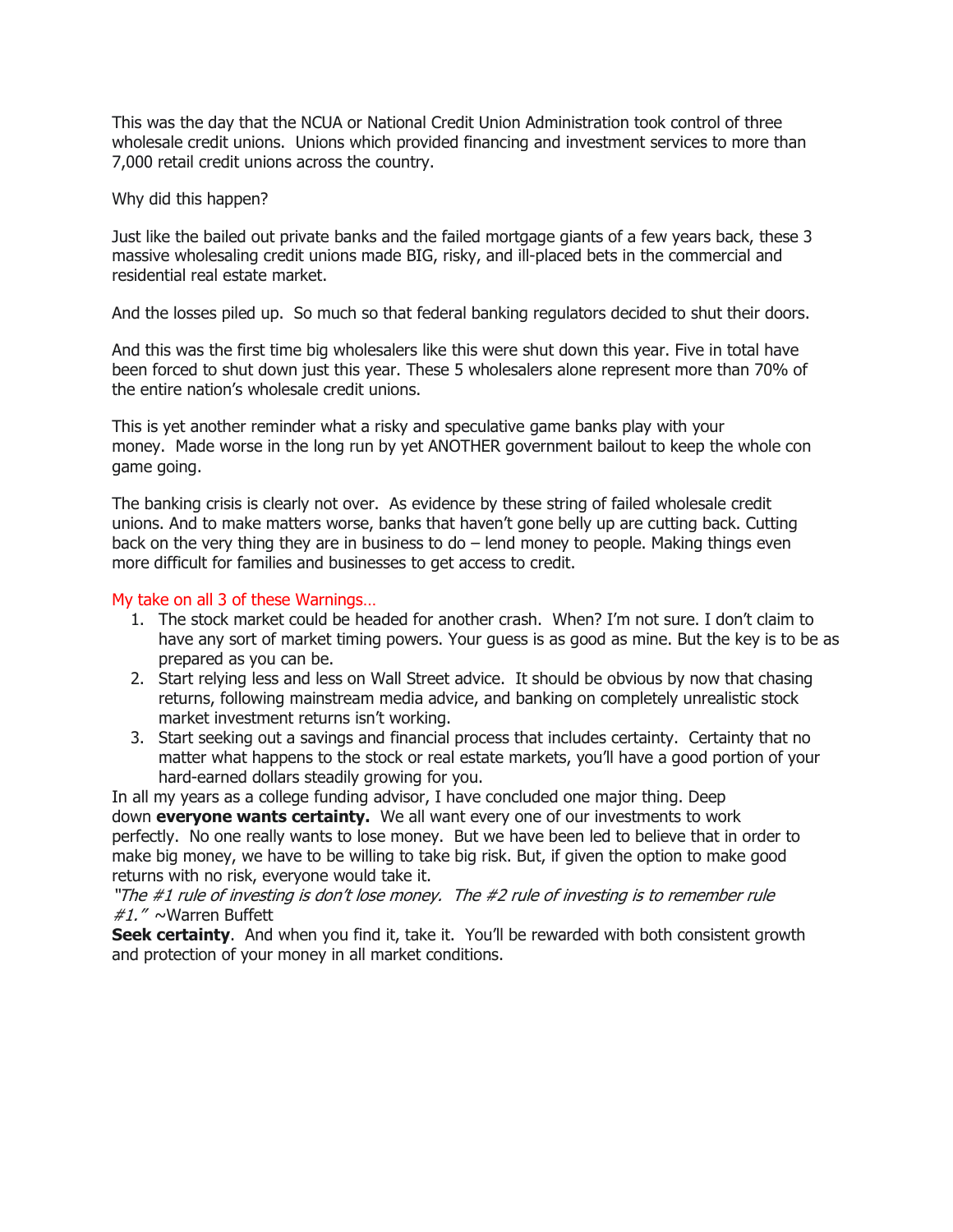This was the day that the NCUA or National Credit Union Administration took control of three wholesale credit unions. Unions which provided financing and investment services to more than 7,000 retail credit unions across the country.

Why did this happen?

Just like the bailed out private banks and the failed mortgage giants of a few years back, these 3 massive wholesaling credit unions made BIG, risky, and ill-placed bets in the commercial and residential real estate market.

And the losses piled up. So much so that federal banking regulators decided to shut their doors.

And this was the first time big wholesalers like this were shut down this year. Five in total have been forced to shut down just this year. These 5 wholesalers alone represent more than 70% of the entire nation's wholesale credit unions.

This is yet another reminder what a risky and speculative game banks play with your money. Made worse in the long run by yet ANOTHER government bailout to keep the whole con game going.

The banking crisis is clearly not over. As evidence by these string of failed wholesale credit unions. And to make matters worse, banks that haven't gone belly up are cutting back. Cutting back on the very thing they are in business to do – lend money to people. Making things even more difficult for families and businesses to get access to credit.

My take on all 3 of these Warnings…

1. The stock market could be headed for another crash. When? I'm not sure. I don't claim to have any sort of market timing powers. Your guess is as good as mine. But the key is to be as prepared as you can be.
2. Start relying less and less on Wall Street advice. It should be obvious by now that chasing returns, following mainstream media advice, and banking on completely unrealistic stock market investment returns isn't working.
3. Start seeking out a savings and financial process that includes certainty. Certainty that no matter what happens to the stock or real estate markets, you'll have a good portion of your hard-earned dollars steadily growing for you.

In all my years as a college funding advisor, I have concluded one major thing. Deep down **everyone wants certainty.** We all want every one of our investments to work perfectly. No one really wants to lose money. But we have been led to believe that in order to make big money, we have to be willing to take big risk. But, if given the option to make good returns with no risk, everyone would take it.

*"The #1 rule of investing is don't lose money. The #2 rule of investing is to remember rule #1."* ~Warren Buffett

**Seek certainty**. And when you find it, take it. You'll be rewarded with both consistent growth and protection of your money in all market conditions.